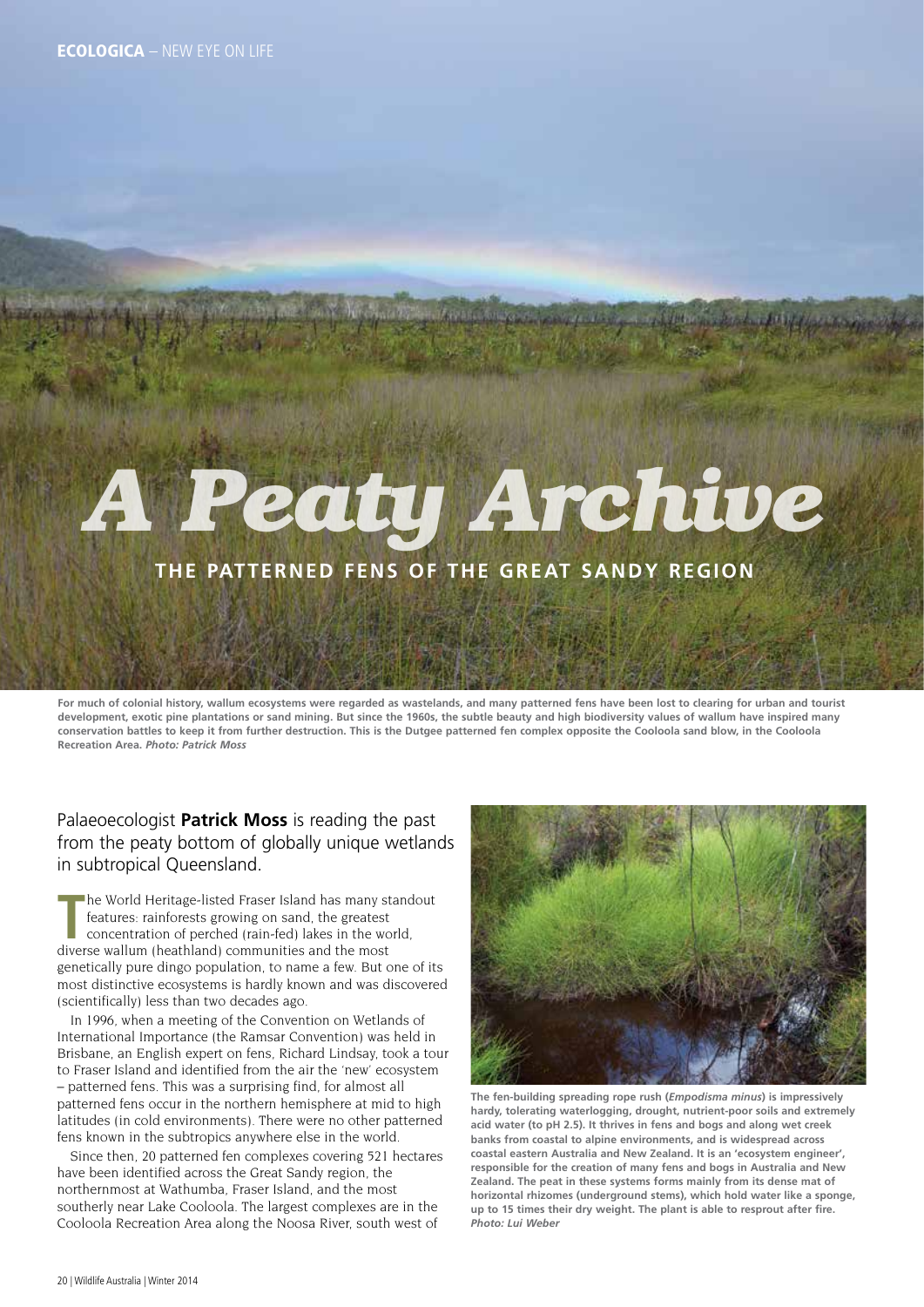# A Peaty Archive

## THE PATTERNED FENS OF THE GREAT SANDY REGION

**For much of colonial history, wallum ecosystems were regarded as wastelands, and many patterned fens have been lost to clearing for urban and tourist development, exotic pine plantations or sand mining. But since the 1960s, the subtle beauty and high biodiversity values of wallum have inspired many conservation battles to keep it from further destruction. This is the Dutgee patterned fen complex opposite the Cooloola sand blow, in the Cooloola Recreation Area.** ***Photo: Patrick Moss***

Palaeoecologist **Patrick Moss** is reading the past from the peaty bottom of globally unique wetlands in subtropical Queensland.

The World Heritage-listed Fraser Island has many standout features: rainforests growing on sand, the greatest concentration of perched (rain-fed) lakes in the world, diverse wallum (heathland) communities and the most genetically pure dingo population, to name a few. But one of its most distinctive ecosystems is hardly known and was discovered (scientifically) less than two decades ago.

In 1996, when a meeting of the Convention on Wetlands of International Importance (the Ramsar Convention) was held in Brisbane, an English expert on fens, Richard Lindsay, took a tour to Fraser Island and identified from the air the 'new' ecosystem – patterned fens. This was a surprising find, for almost all patterned fens occur in the northern hemisphere at mid to high latitudes (in cold environments). There were no other patterned fens known in the subtropics anywhere else in the world.

Since then, 20 patterned fen complexes covering 521 hectares have been identified across the Great Sandy region, the northernmost at Wathumba, Fraser Island, and the most southerly near Lake Cooloola. The largest complexes are in the Cooloola Recreation Area along the Noosa River, south west of

**The fen-building spreading rope rush (*Empodisma minus*) is impressively hardy, tolerating waterlogging, drought, nutrient-poor soils and extremely acid water (to pH 2.5). It thrives in fens and bogs and along wet creek banks from coastal to alpine environments, and is widespread across coastal eastern Australia and New Zealand. It is an 'ecosystem engineer', responsible for the creation of many fens and bogs in Australia and New Zealand. The peat in these systems forms mainly from its dense mat of horizontal rhizomes (underground stems), which hold water like a sponge, up to 15 times their dry weight. The plant is able to resprout after fire.** ***Photo: Lui Weber***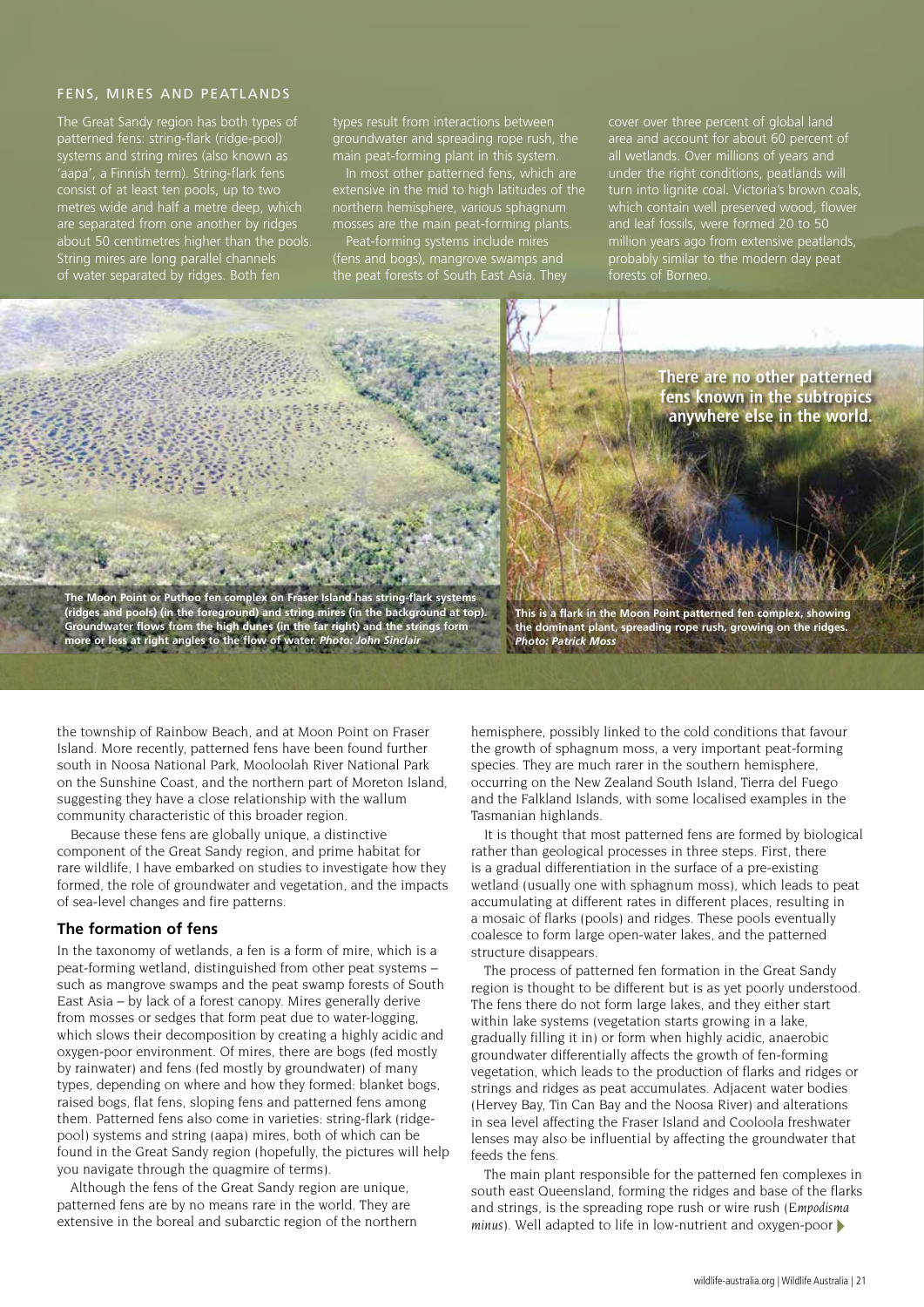## FENS, MIRES AND PEATLANDS

The Great Sandy region has both types of patterned fens: string-flark (ridge-pool) systems and string mires (also known as 'aapa', a Finnish term). String-flark fens consist of at least ten pools, up to two metres wide and half a metre deep, which are separated from one another by ridges about 50 centimetres higher than the pools. String mires are long parallel channels of water separated by ridges. Both fen types result from interactions between groundwater and spreading rope rush, the main peat-forming plant in this system.

In most other patterned fens, which are extensive in the mid to high latitudes of the northern hemisphere, various sphagnum mosses are the main peat-forming plants.

Peat-forming systems include mires (fens and bogs), mangrove swamps and the peat forests of South East Asia. They cover over three percent of global land area and account for about 60 percent of all wetlands. Over millions of years and under the right conditions, peatlands will turn into lignite coal. Victoria's brown coals, which contain well preserved wood, flower and leaf fossils, were formed 20 to 50 million years ago from extensive peatlands, probably similar to the modern day peat forests of Borneo.

**The Moon Point or Puthoo fen complex on Fraser Island has string-flark systems (ridges and pools) (in the foreground) and string mires (in the background at top). Groundwater flows from the high dunes (in the far right) and the strings form more or less at right angles to the flow of water.** ***Photo: John Sinclair***

**There are no other patterned fens known in the subtropics anywhere else in the world.**

**This is a flark in the Moon Point patterned fen complex, showing the dominant plant, spreading rope rush, growing on the ridges.** ***Photo: Patrick Moss***

the township of Rainbow Beach, and at Moon Point on Fraser Island. More recently, patterned fens have been found further south in Noosa National Park, Mooloolah River National Park on the Sunshine Coast, and the northern part of Moreton Island, suggesting they have a close relationship with the wallum community characteristic of this broader region.

Because these fens are globally unique, a distinctive component of the Great Sandy region, and prime habitat for rare wildlife, I have embarked on studies to investigate how they formed, the role of groundwater and vegetation, and the impacts of sea-level changes and fire patterns.

### The formation of fens

In the taxonomy of wetlands, a fen is a form of mire, which is a peat-forming wetland, distinguished from other peat systems – such as mangrove swamps and the peat swamp forests of South East Asia – by lack of a forest canopy. Mires generally derive from mosses or sedges that form peat due to water-logging, which slows their decomposition by creating a highly acidic and oxygen-poor environment. Of mires, there are bogs (fed mostly by rainwater) and fens (fed mostly by groundwater) of many types, depending on where and how they formed: blanket bogs, raised bogs, flat fens, sloping fens and patterned fens among them. Patterned fens also come in varieties: string-flark (ridge-pool) systems and string (aapa) mires, both of which can be found in the Great Sandy region (hopefully, the pictures will help you navigate through the quagmire of terms).

Although the fens of the Great Sandy region are unique, patterned fens are by no means rare in the world. They are extensive in the boreal and subarctic region of the northern hemisphere, possibly linked to the cold conditions that favour the growth of sphagnum moss, a very important peat-forming species. They are much rarer in the southern hemisphere, occurring on the New Zealand South Island, Tierra del Fuego and the Falkland Islands, with some localised examples in the Tasmanian highlands.

It is thought that most patterned fens are formed by biological rather than geological processes in three steps. First, there is a gradual differentiation in the surface of a pre-existing wetland (usually one with sphagnum moss), which leads to peat accumulating at different rates in different places, resulting in a mosaic of flarks (pools) and ridges. These pools eventually coalesce to form large open-water lakes, and the patterned structure disappears.

The process of patterned fen formation in the Great Sandy region is thought to be different but is as yet poorly understood. The fens there do not form large lakes, and they either start within lake systems (vegetation starts growing in a lake, gradually filling it in) or form when highly acidic, anaerobic groundwater differentially affects the growth of fen-forming vegetation, which leads to the production of flarks and ridges or strings and ridges as peat accumulates. Adjacent water bodies (Hervey Bay, Tin Can Bay and the Noosa River) and alterations in sea level affecting the Fraser Island and Cooloola freshwater lenses may also be influential by affecting the groundwater that feeds the fens.

The main plant responsible for the patterned fen complexes in south east Queensland, forming the ridges and base of the flarks and strings, is the spreading rope rush or wire rush (*Empodisma minus*). Well adapted to life in low-nutrient and oxygen-poor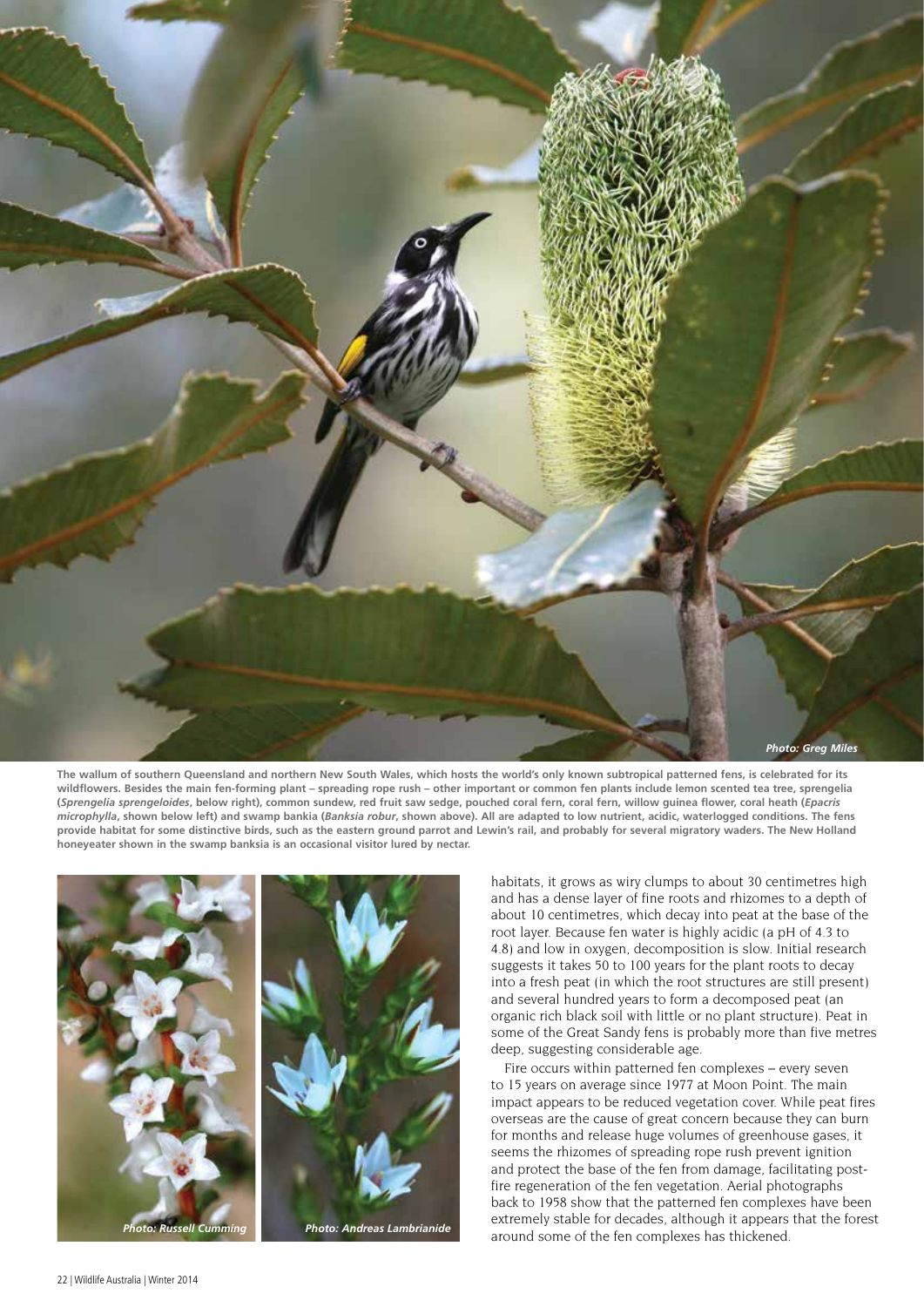The wallum of southern Queensland and northern New South Wales, which hosts the world's only known subtropical patterned fens, is celebrated for its wildflowers. Besides the main fen-forming plant – spreading rope rush – other important or common fen plants include lemon scented tea tree, sprengelia (*Sprengelia sprengeloides*, below right), common sundew, red fruit saw sedge, pouched coral fern, coral fern, willow guinea flower, coral heath (*Epacris microphylla*, shown below left) and swamp bankia (*Banksia robur*, shown above). All are adapted to low nutrient, acidic, waterlogged conditions. The fens provide habitat for some distinctive birds, such as the eastern ground parrot and Lewin's rail, and probably for several migratory waders. The New Holland honeyeater shown in the swamp banksia is an occasional visitor lured by nectar.

Photo: Greg Miles

Photo: Russell Cumming

Photo: Andreas Lambrianide

habitats, it grows as wiry clumps to about 30 centimetres high and has a dense layer of fine roots and rhizomes to a depth of about 10 centimetres, which decay into peat at the base of the root layer. Because fen water is highly acidic (a pH of 4.3 to 4.8) and low in oxygen, decomposition is slow. Initial research suggests it takes 50 to 100 years for the plant roots to decay into a fresh peat (in which the root structures are still present) and several hundred years to form a decomposed peat (an organic rich black soil with little or no plant structure). Peat in some of the Great Sandy fens is probably more than five metres deep, suggesting considerable age.

Fire occurs within patterned fen complexes – every seven to 15 years on average since 1977 at Moon Point. The main impact appears to be reduced vegetation cover. While peat fires overseas are the cause of great concern because they can burn for months and release huge volumes of greenhouse gases, it seems the rhizomes of spreading rope rush prevent ignition and protect the base of the fen from damage, facilitating post-fire regeneration of the fen vegetation. Aerial photographs back to 1958 show that the patterned fen complexes have been extremely stable for decades, although it appears that the forest around some of the fen complexes has thickened.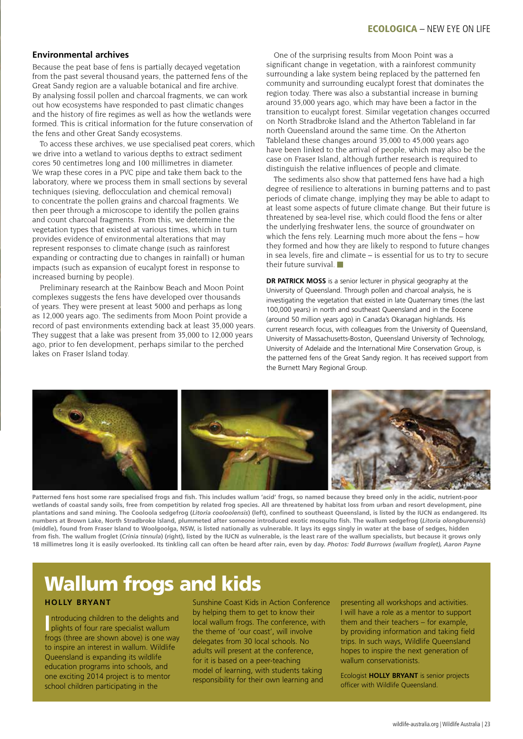## Environmental archives

Because the peat base of fens is partially decayed vegetation from the past several thousand years, the patterned fens of the Great Sandy region are a valuable botanical and fire archive. By analysing fossil pollen and charcoal fragments, we can work out how ecosystems have responded to past climatic changes and the history of fire regimes as well as how the wetlands were formed. This is critical information for the future conservation of the fens and other Great Sandy ecosystems.

To access these archives, we use specialised peat corers, which we drive into a wetland to various depths to extract sediment cores 50 centimetres long and 100 millimetres in diameter. We wrap these cores in a PVC pipe and take them back to the laboratory, where we process them in small sections by several techniques (sieving, deflocculation and chemical removal) to concentrate the pollen grains and charcoal fragments. We then peer through a microscope to identify the pollen grains and count charcoal fragments. From this, we determine the vegetation types that existed at various times, which in turn provides evidence of environmental alterations that may represent responses to climate change (such as rainforest expanding or contracting due to changes in rainfall) or human impacts (such as expansion of eucalypt forest in response to increased burning by people).

Preliminary research at the Rainbow Beach and Moon Point complexes suggests the fens have developed over thousands of years. They were present at least 5000 and perhaps as long as 12,000 years ago. The sediments from Moon Point provide a record of past environments extending back at least 35,000 years. They suggest that a lake was present from 35,000 to 12,000 years ago, prior to fen development, perhaps similar to the perched lakes on Fraser Island today.

One of the surprising results from Moon Point was a significant change in vegetation, with a rainforest community surrounding a lake system being replaced by the patterned fen community and surrounding eucalypt forest that dominates the region today. There was also a substantial increase in burning around 35,000 years ago, which may have been a factor in the transition to eucalypt forest. Similar vegetation changes occurred on North Stradbroke Island and the Atherton Tableland in far north Queensland around the same time. On the Atherton Tableland these changes around 35,000 to 45,000 years ago have been linked to the arrival of people, which may also be the case on Fraser Island, although further research is required to distinguish the relative influences of people and climate.

The sediments also show that patterned fens have had a high degree of resilience to alterations in burning patterns and to past periods of climate change, implying they may be able to adapt to at least some aspects of future climate change. But their future is threatened by sea-level rise, which could flood the fens or alter the underlying freshwater lens, the source of groundwater on which the fens rely. Learning much more about the fens – how they formed and how they are likely to respond to future changes in sea levels, fire and climate – is essential for us to try to secure their future survival. ■

**DR PATRICK MOSS** is a senior lecturer in physical geography at the University of Queensland. Through pollen and charcoal analysis, he is investigating the vegetation that existed in late Quaternary times (the last 100,000 years) in north and southeast Queensland and in the Eocene (around 50 million years ago) in Canada's Okanagan highlands. His current research focus, with colleagues from the University of Queensland, University of Massachusetts-Boston, Queensland University of Technology, University of Adelaide and the International Mire Conservation Group, is the patterned fens of the Great Sandy region. It has received support from the Burnett Mary Regional Group.

**Patterned fens host some rare specialised frogs and fish. This includes wallum 'acid' frogs, so named because they breed only in the acidic, nutrient-poor wetlands of coastal sandy soils, free from competition by related frog species. All are threatened by habitat loss from urban and resort development, pine plantations and sand mining. The Cooloola sedgefrog (*Litoria cooloolensis*) (left), confined to southeast Queensland, is listed by the IUCN as endangered. Its numbers at Brown Lake, North Stradbroke Island, plummeted after someone introduced exotic mosquito fish. The wallum sedgefrog (*Litoria olongburensis*) (middle), found from Fraser Island to Woolgoolga, NSW, is listed nationally as vulnerable. It lays its eggs singly in water at the base of sedges, hidden from fish. The wallum froglet (*Crinia tinnula*) (right), listed by the IUCN as vulnerable, is the least rare of the wallum specialists, but because it grows only 18 millimetres long it is easily overlooked. Its tinkling call can often be heard after rain, even by day. *Photos: Todd Burrows (wallum froglet), Aaron Payne***

# Wallum frogs and kids

**HOLLY BRYANT**

Introducing children to the delights and plights of four rare specialist wallum frogs (three are shown above) is one way to inspire an interest in wallum. Wildlife Queensland is expanding its wildlife education programs into schools, and one exciting 2014 project is to mentor school children participating in the Sunshine Coast Kids in Action Conference by helping them to get to know their local wallum frogs. The conference, with the theme of 'our coast', will involve delegates from 30 local schools. No adults will present at the conference, for it is based on a peer-teaching model of learning, with students taking responsibility for their own learning and presenting all workshops and activities. I will have a role as a mentor to support them and their teachers – for example, by providing information and taking field trips. In such ways, Wildlife Queensland hopes to inspire the next generation of wallum conservationists.

Ecologist **HOLLY BRYANT** is senior projects officer with Wildlife Queensland.